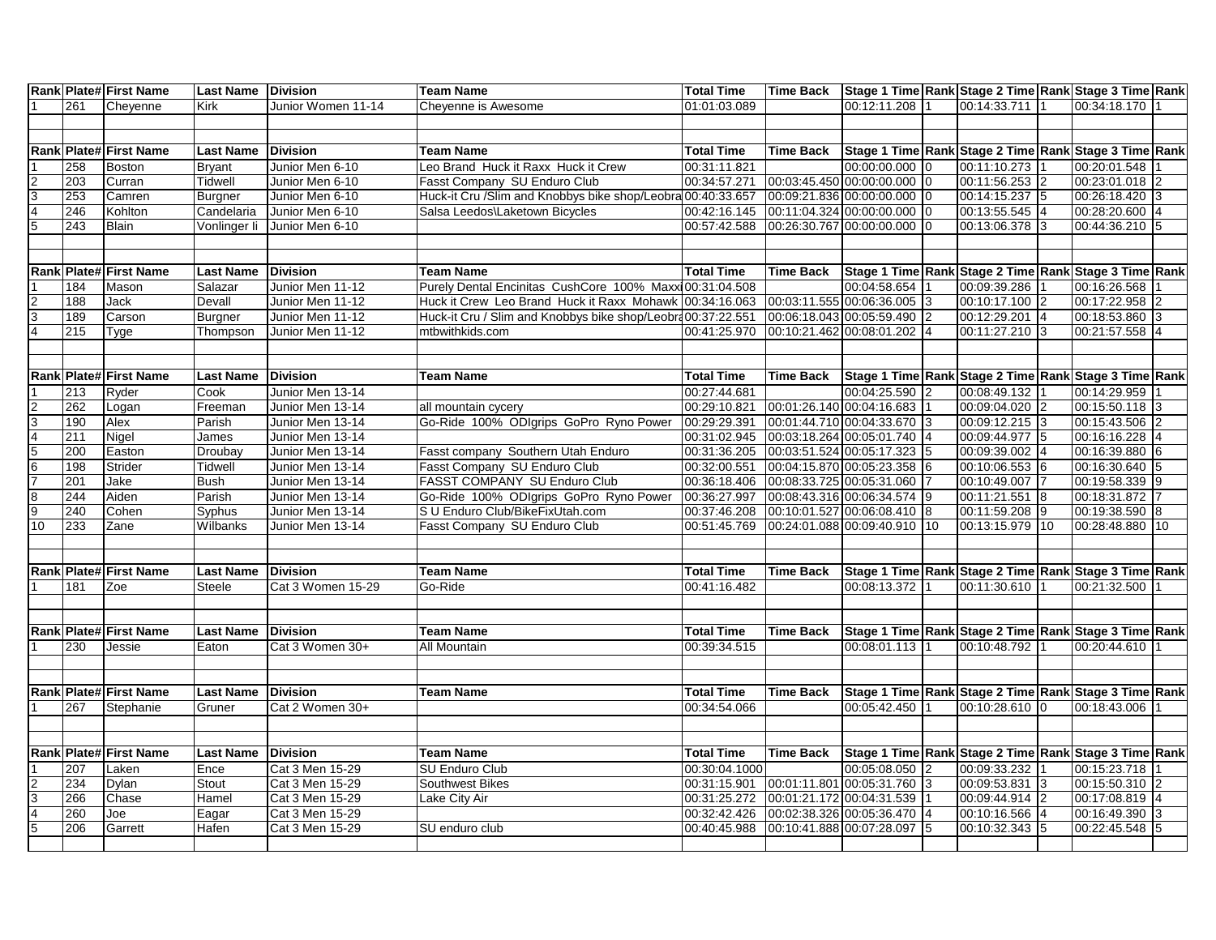| Rank | Plate# | First Name | Last Name | Division | Team Name | Total Time | Time Back | Stage 1 Time | Rank | Stage 2 Time | Rank | Stage 3 Time | Rank |
|---|---|---|---|---|---|---|---|---|---|---|---|---|---|
| 1 | 261 | Cheyenne | Kirk | Junior Women 11-14 | Cheyenne is Awesome | 01:01:03.089 | | 00:12:11.208 | 1 | 00:14:33.711 | 1 | 00:34:18.170 | 1 |

| Rank | Plate# | First Name | Last Name | Division | Team Name | Total Time | Time Back | Stage 1 Time | Rank | Stage 2 Time | Rank | Stage 3 Time | Rank |
|---|---|---|---|---|---|---|---|---|---|---|---|---|---|
| 1 | 258 | Boston | Bryant | Junior Men 6-10 | Leo Brand Huck it Raxx Huck it Crew | 00:31:11.821 | | 00:00:00.000 | 0 | 00:11:10.273 | 1 | 00:20:01.548 | 1 |
| 2 | 203 | Curran | Tidwell | Junior Men 6-10 | Fasst Company SU Enduro Club | 00:34:57.271 | 00:03:45.450 | 00:00:00.000 | 0 | 00:11:56.253 | 2 | 00:23:01.018 | 2 |
| 3 | 253 | Camren | Burgner | Junior Men 6-10 | Huck-it Cru /Slim and Knobbys bike shop/Leobra | 00:40:33.657 | 00:09:21.836 | 00:00:00.000 | 0 | 00:14:15.237 | 5 | 00:26:18.420 | 3 |
| 4 | 246 | Kohlton | Candelaria | Junior Men 6-10 | Salsa Leedos\Laketown Bicycles | 00:42:16.145 | 00:11:04.324 | 00:00:00.000 | 0 | 00:13:55.545 | 4 | 00:28:20.600 | 4 |
| 5 | 243 | Blain | Vonlinger Ii | Junior Men 6-10 | | 00:57:42.588 | 00:26:30.767 | 00:00:00.000 | 0 | 00:13:06.378 | 3 | 00:44:36.210 | 5 |

| Rank | Plate# | First Name | Last Name | Division | Team Name | Total Time | Time Back | Stage 1 Time | Rank | Stage 2 Time | Rank | Stage 3 Time | Rank |
|---|---|---|---|---|---|---|---|---|---|---|---|---|---|
| 1 | 184 | Mason | Salazar | Junior Men 11-12 | Purely Dental Encinitas CushCore 100% Maxx | 00:31:04.508 | | 00:04:58.654 | 1 | 00:09:39.286 | 1 | 00:16:26.568 | 1 |
| 2 | 188 | Jack | Devall | Junior Men 11-12 | Huck it Crew Leo Brand Huck it Raxx Mohawk | 00:34:16.063 | 00:03:11.555 | 00:06:36.005 | 3 | 00:10:17.100 | 2 | 00:17:22.958 | 2 |
| 3 | 189 | Carson | Burgner | Junior Men 11-12 | Huck-it Cru / Slim and Knobbys bike shop/Leobra | 00:37:22.551 | 00:06:18.043 | 00:05:59.490 | 2 | 00:12:29.201 | 4 | 00:18:53.860 | 3 |
| 4 | 215 | Tyge | Thompson | Junior Men 11-12 | mtbwithkids.com | 00:41:25.970 | 00:10:21.462 | 00:08:01.202 | 4 | 00:11:27.210 | 3 | 00:21:57.558 | 4 |

| Rank | Plate# | First Name | Last Name | Division | Team Name | Total Time | Time Back | Stage 1 Time | Rank | Stage 2 Time | Rank | Stage 3 Time | Rank |
|---|---|---|---|---|---|---|---|---|---|---|---|---|---|
| 1 | 213 | Ryder | Cook | Junior Men 13-14 | | 00:27:44.681 | | 00:04:25.590 | 2 | 00:08:49.132 | 1 | 00:14:29.959 | 1 |
| 2 | 262 | Logan | Freeman | Junior Men 13-14 | all mountain cycery | 00:29:10.821 | 00:01:26.140 | 00:04:16.683 | 1 | 00:09:04.020 | 2 | 00:15:50.118 | 3 |
| 3 | 190 | Alex | Parish | Junior Men 13-14 | Go-Ride 100% ODIgrips GoPro Ryno Power | 00:29:29.391 | 00:01:44.710 | 00:04:33.670 | 3 | 00:09:12.215 | 3 | 00:15:43.506 | 2 |
| 4 | 211 | Nigel | James | Junior Men 13-14 | | 00:31:02.945 | 00:03:18.264 | 00:05:01.740 | 4 | 00:09:44.977 | 5 | 00:16:16.228 | 4 |
| 5 | 200 | Easton | Droubay | Junior Men 13-14 | Fasst company Southern Utah Enduro | 00:31:36.205 | 00:03:51.524 | 00:05:17.323 | 5 | 00:09:39.002 | 4 | 00:16:39.880 | 6 |
| 6 | 198 | Strider | Tidwell | Junior Men 13-14 | Fasst Company SU Enduro Club | 00:32:00.551 | 00:04:15.870 | 00:05:23.358 | 6 | 00:10:06.553 | 6 | 00:16:30.640 | 5 |
| 7 | 201 | Jake | Bush | Junior Men 13-14 | FASST COMPANY SU Enduro Club | 00:36:18.406 | 00:08:33.725 | 00:05:31.060 | 7 | 00:10:49.007 | 7 | 00:19:58.339 | 9 |
| 8 | 244 | Aiden | Parish | Junior Men 13-14 | Go-Ride 100% ODIgrips GoPro Ryno Power | 00:36:27.997 | 00:08:43.316 | 00:06:34.574 | 9 | 00:11:21.551 | 8 | 00:18:31.872 | 7 |
| 9 | 240 | Cohen | Syphus | Junior Men 13-14 | S U Enduro Club/BikeFixUtah.com | 00:37:46.208 | 00:10:01.527 | 00:06:08.410 | 8 | 00:11:59.208 | 9 | 00:19:38.590 | 8 |
| 10 | 233 | Zane | Wilbanks | Junior Men 13-14 | Fasst Company SU Enduro Club | 00:51:45.769 | 00:24:01.088 | 00:09:40.910 | 10 | 00:13:15.979 | 10 | 00:28:48.880 | 10 |

| Rank | Plate# | First Name | Last Name | Division | Team Name | Total Time | Time Back | Stage 1 Time | Rank | Stage 2 Time | Rank | Stage 3 Time | Rank |
|---|---|---|---|---|---|---|---|---|---|---|---|---|---|
| 1 | 181 | Zoe | Steele | Cat 3 Women 15-29 | Go-Ride | 00:41:16.482 | | 00:08:13.372 | 1 | 00:11:30.610 | 1 | 00:21:32.500 | 1 |

| Rank | Plate# | First Name | Last Name | Division | Team Name | Total Time | Time Back | Stage 1 Time | Rank | Stage 2 Time | Rank | Stage 3 Time | Rank |
|---|---|---|---|---|---|---|---|---|---|---|---|---|---|
| 1 | 230 | Jessie | Eaton | Cat 3 Women 30+ | All Mountain | 00:39:34.515 | | 00:08:01.113 | 1 | 00:10:48.792 | 1 | 00:20:44.610 | 1 |

| Rank | Plate# | First Name | Last Name | Division | Team Name | Total Time | Time Back | Stage 1 Time | Rank | Stage 2 Time | Rank | Stage 3 Time | Rank |
|---|---|---|---|---|---|---|---|---|---|---|---|---|---|
| 1 | 267 | Stephanie | Gruner | Cat 2 Women 30+ | | 00:34:54.066 | | 00:05:42.450 | 1 | 00:10:28.610 | 0 | 00:18:43.006 | 1 |

| Rank | Plate# | First Name | Last Name | Division | Team Name | Total Time | Time Back | Stage 1 Time | Rank | Stage 2 Time | Rank | Stage 3 Time | Rank |
|---|---|---|---|---|---|---|---|---|---|---|---|---|---|
| 1 | 207 | Laken | Ence | Cat 3 Men 15-29 | SU Enduro Club | 00:30:04.1000 | | 00:05:08.050 | 2 | 00:09:33.232 | 1 | 00:15:23.718 | 1 |
| 2 | 234 | Dylan | Stout | Cat 3 Men 15-29 | Southwest Bikes | 00:31:15.901 | 00:01:11.801 | 00:05:31.760 | 3 | 00:09:53.831 | 3 | 00:15:50.310 | 2 |
| 3 | 266 | Chase | Hamel | Cat 3 Men 15-29 | Lake City Air | 00:31:25.272 | 00:01:21.172 | 00:04:31.539 | 1 | 00:09:44.914 | 2 | 00:17:08.819 | 4 |
| 4 | 260 | Joe | Eagar | Cat 3 Men 15-29 | | 00:32:42.426 | 00:02:38.326 | 00:05:36.470 | 4 | 00:10:16.566 | 4 | 00:16:49.390 | 3 |
| 5 | 206 | Garrett | Hafen | Cat 3 Men 15-29 | SU enduro club | 00:40:45.988 | 00:10:41.888 | 00:07:28.097 | 5 | 00:10:32.343 | 5 | 00:22:45.548 | 5 |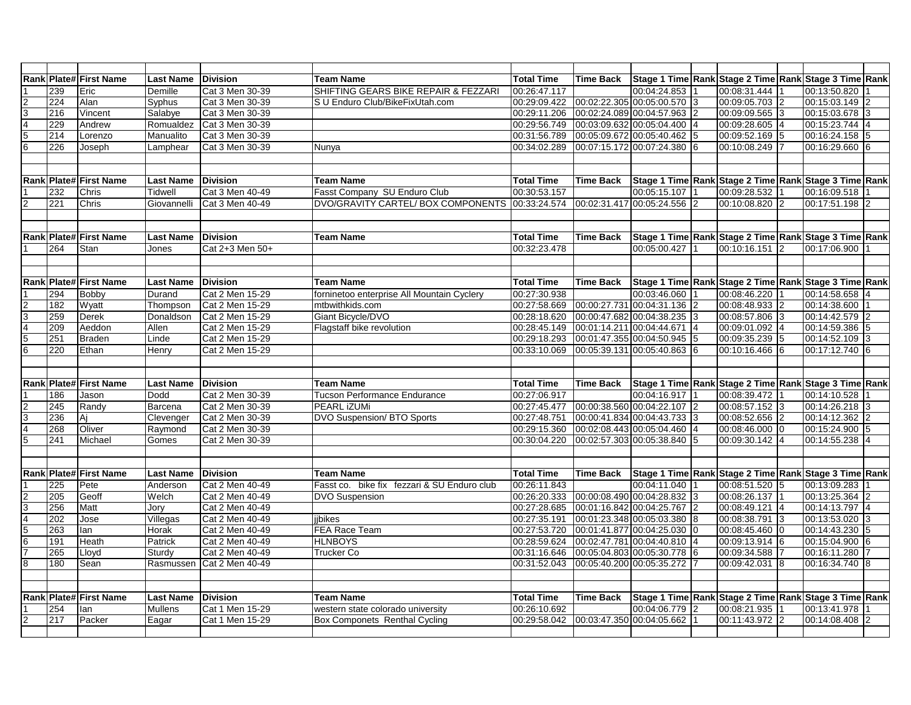| Rank | Plate# | First Name | Last Name | Division | Team Name | Total Time | Time Back | Stage 1 Time | Rank | Stage 2 Time | Rank | Stage 3 Time | Rank |
|---|---|---|---|---|---|---|---|---|---|---|---|---|---|
| 1 | 239 | Eric | Demille | Cat 3 Men 30-39 | SHIFTING GEARS BIKE REPAIR & FEZZARI | 00:26:47.117 | | 00:04:24.853 | 1 | 00:08:31.444 | 1 | 00:13:50.820 | 1 |
| 2 | 224 | Alan | Syphus | Cat 3 Men 30-39 | S U Enduro Club/BikeFixUtah.com | 00:29:09.422 | 00:02:22.305 | 00:05:00.570 | 3 | 00:09:05.703 | 2 | 00:15:03.149 | 2 |
| 3 | 216 | Vincent | Salabye | Cat 3 Men 30-39 | | 00:29:11.206 | 00:02:24.089 | 00:04:57.963 | 2 | 00:09:09.565 | 3 | 00:15:03.678 | 3 |
| 4 | 229 | Andrew | Romualdez | Cat 3 Men 30-39 | | 00:29:56.749 | 00:03:09.632 | 00:05:04.400 | 4 | 00:09:28.605 | 4 | 00:15:23.744 | 4 |
| 5 | 214 | Lorenzo | Manualito | Cat 3 Men 30-39 | | 00:31:56.789 | 00:05:09.672 | 00:05:40.462 | 5 | 00:09:52.169 | 5 | 00:16:24.158 | 5 |
| 6 | 226 | Joseph | Lamphear | Cat 3 Men 30-39 | Nunya | 00:34:02.289 | 00:07:15.172 | 00:07:24.380 | 6 | 00:10:08.249 | 7 | 00:16:29.660 | 6 |

| Rank | Plate# | First Name | Last Name | Division | Team Name | Total Time | Time Back | Stage 1 Time | Rank | Stage 2 Time | Rank | Stage 3 Time | Rank |
|---|---|---|---|---|---|---|---|---|---|---|---|---|---|
| 1 | 232 | Chris | Tidwell | Cat 3 Men 40-49 | Fasst Company SU Enduro Club | 00:30:53.157 | | 00:05:15.107 | 1 | 00:09:28.532 | 1 | 00:16:09.518 | 1 |
| 2 | 221 | Chris | Giovannelli | Cat 3 Men 40-49 | DVO/GRAVITY CARTEL/ BOX COMPONENTS | 00:33:24.574 | 00:02:31.417 | 00:05:24.556 | 2 | 00:10:08.820 | 2 | 00:17:51.198 | 2 |

| Rank | Plate# | First Name | Last Name | Division | Team Name | Total Time | Time Back | Stage 1 Time | Rank | Stage 2 Time | Rank | Stage 3 Time | Rank |
|---|---|---|---|---|---|---|---|---|---|---|---|---|---|
| 1 | 264 | Stan | Jones | Cat 2+3 Men 50+ | | 00:32:23.478 | | 00:05:00.427 | 1 | 00:10:16.151 | 2 | 00:17:06.900 | 1 |

| Rank | Plate# | First Name | Last Name | Division | Team Name | Total Time | Time Back | Stage 1 Time | Rank | Stage 2 Time | Rank | Stage 3 Time | Rank |
|---|---|---|---|---|---|---|---|---|---|---|---|---|---|
| 1 | 294 | Bobby | Durand | Cat 2 Men 15-29 | forninetoo enterprise All Mountain Cyclery | 00:27:30.938 | | 00:03:46.060 | 1 | 00:08:46.220 | 1 | 00:14:58.658 | 4 |
| 2 | 182 | Wyatt | Thompson | Cat 2 Men 15-29 | mtbwithkids.com | 00:27:58.669 | 00:00:27.731 | 00:04:31.136 | 2 | 00:08:48.933 | 2 | 00:14:38.600 | 1 |
| 3 | 259 | Derek | Donaldson | Cat 2 Men 15-29 | Giant Bicycle/DVO | 00:28:18.620 | 00:00:47.682 | 00:04:38.235 | 3 | 00:08:57.806 | 3 | 00:14:42.579 | 2 |
| 4 | 209 | Aeddon | Allen | Cat 2 Men 15-29 | Flagstaff bike revolution | 00:28:45.149 | 00:01:14.211 | 00:04:44.671 | 4 | 00:09:01.092 | 4 | 00:14:59.386 | 5 |
| 5 | 251 | Braden | Linde | Cat 2 Men 15-29 | | 00:29:18.293 | 00:01:47.355 | 00:04:50.945 | 5 | 00:09:35.239 | 5 | 00:14:52.109 | 3 |
| 6 | 220 | Ethan | Henry | Cat 2 Men 15-29 | | 00:33:10.069 | 00:05:39.131 | 00:05:40.863 | 6 | 00:10:16.466 | 6 | 00:17:12.740 | 6 |

| Rank | Plate# | First Name | Last Name | Division | Team Name | Total Time | Time Back | Stage 1 Time | Rank | Stage 2 Time | Rank | Stage 3 Time | Rank |
|---|---|---|---|---|---|---|---|---|---|---|---|---|---|
| 1 | 186 | Jason | Dodd | Cat 2 Men 30-39 | Tucson Performance Endurance | 00:27:06.917 | | 00:04:16.917 | 1 | 00:08:39.472 | 1 | 00:14:10.528 | 1 |
| 2 | 245 | Randy | Barcena | Cat 2 Men 30-39 | PEARL iZUMi | 00:27:45.477 | 00:00:38.560 | 00:04:22.107 | 2 | 00:08:57.152 | 3 | 00:14:26.218 | 3 |
| 3 | 236 | Aj | Clevenger | Cat 2 Men 30-39 | DVO Suspension/ BTO Sports | 00:27:48.751 | 00:00:41.834 | 00:04:43.733 | 3 | 00:08:52.656 | 2 | 00:14:12.362 | 2 |
| 4 | 268 | Oliver | Raymond | Cat 2 Men 30-39 | | 00:29:15.360 | 00:02:08.443 | 00:05:04.460 | 4 | 00:08:46.000 | 0 | 00:15:24.900 | 5 |
| 5 | 241 | Michael | Gomes | Cat 2 Men 30-39 | | 00:30:04.220 | 00:02:57.303 | 00:05:38.840 | 5 | 00:09:30.142 | 4 | 00:14:55.238 | 4 |

| Rank | Plate# | First Name | Last Name | Division | Team Name | Total Time | Time Back | Stage 1 Time | Rank | Stage 2 Time | Rank | Stage 3 Time | Rank |
|---|---|---|---|---|---|---|---|---|---|---|---|---|---|
| 1 | 225 | Pete | Anderson | Cat 2 Men 40-49 | Fasst co. bike fix fezzari & SU Enduro club | 00:26:11.843 | | 00:04:11.040 | 1 | 00:08:51.520 | 5 | 00:13:09.283 | 1 |
| 2 | 205 | Geoff | Welch | Cat 2 Men 40-49 | DVO Suspension | 00:26:20.333 | 00:00:08.490 | 00:04:28.832 | 3 | 00:08:26.137 | 1 | 00:13:25.364 | 2 |
| 3 | 256 | Matt | Jory | Cat 2 Men 40-49 | | 00:27:28.685 | 00:01:16.842 | 00:04:25.767 | 2 | 00:08:49.121 | 4 | 00:14:13.797 | 4 |
| 4 | 202 | Jose | Villegas | Cat 2 Men 40-49 | jjbikes | 00:27:35.191 | 00:01:23.348 | 00:05:03.380 | 8 | 00:08:38.791 | 3 | 00:13:53.020 | 3 |
| 5 | 263 | Ian | Horak | Cat 2 Men 40-49 | FEA Race Team | 00:27:53.720 | 00:01:41.877 | 00:04:25.030 | 0 | 00:08:45.460 | 0 | 00:14:43.230 | 5 |
| 6 | 191 | Heath | Patrick | Cat 2 Men 40-49 | HLNBOYS | 00:28:59.624 | 00:02:47.781 | 00:04:40.810 | 4 | 00:09:13.914 | 6 | 00:15:04.900 | 6 |
| 7 | 265 | Lloyd | Sturdy | Cat 2 Men 40-49 | Trucker Co | 00:31:16.646 | 00:05:04.803 | 00:05:30.778 | 6 | 00:09:34.588 | 7 | 00:16:11.280 | 7 |
| 8 | 180 | Sean | Rasmussen | Cat 2 Men 40-49 | | 00:31:52.043 | 00:05:40.200 | 00:05:35.272 | 7 | 00:09:42.031 | 8 | 00:16:34.740 | 8 |

| Rank | Plate# | First Name | Last Name | Division | Team Name | Total Time | Time Back | Stage 1 Time | Rank | Stage 2 Time | Rank | Stage 3 Time | Rank |
|---|---|---|---|---|---|---|---|---|---|---|---|---|---|
| 1 | 254 | Ian | Mullens | Cat 1 Men 15-29 | western state colorado university | 00:26:10.692 | | 00:04:06.779 | 2 | 00:08:21.935 | 1 | 00:13:41.978 | 1 |
| 2 | 217 | Packer | Eagar | Cat 1 Men 15-29 | Box Componets Renthal Cycling | 00:29:58.042 | 00:03:47.350 | 00:04:05.662 | 1 | 00:11:43.972 | 2 | 00:14:08.408 | 2 |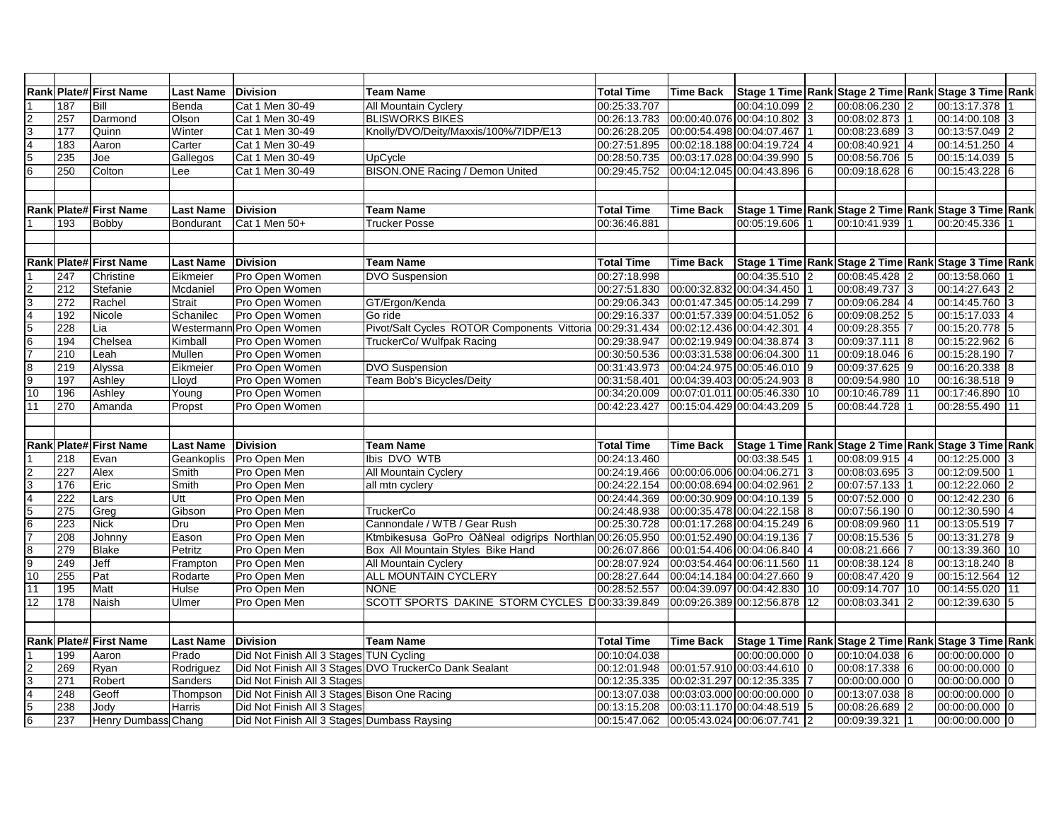| Rank | Plate# | First Name | Last Name | Division | Team Name | Total Time | Time Back | Stage 1 Time | Rank | Stage 2 Time | Rank | Stage 3 Time | Rank |
|---|---|---|---|---|---|---|---|---|---|---|---|---|---|
| 1 | 187 | Bill | Benda | Cat 1 Men 30-49 | All Mountain Cyclery | 00:25:33.707 | | 00:04:10.099 | 2 | 00:08:06.230 | 2 | 00:13:17.378 | 1 |
| 2 | 257 | Darmond | Olson | Cat 1 Men 30-49 | BLISWORKS BIKES | 00:26:13.783 | 00:00:40.076 | 00:04:10.802 | 3 | 00:08:02.873 | 1 | 00:14:00.108 | 3 |
| 3 | 177 | Quinn | Winter | Cat 1 Men 30-49 | Knolly/DVO/Deity/Maxxis/100%/7IDP/E13 | 00:26:28.205 | 00:00:54.498 | 00:04:07.467 | 1 | 00:08:23.689 | 3 | 00:13:57.049 | 2 |
| 4 | 183 | Aaron | Carter | Cat 1 Men 30-49 | | 00:27:51.895 | 00:02:18.188 | 00:04:19.724 | 4 | 00:08:40.921 | 4 | 00:14:51.250 | 4 |
| 5 | 235 | Joe | Gallegos | Cat 1 Men 30-49 | UpCycle | 00:28:50.735 | 00:03:17.028 | 00:04:39.990 | 5 | 00:08:56.706 | 5 | 00:15:14.039 | 5 |
| 6 | 250 | Colton | Lee | Cat 1 Men 30-49 | BISON.ONE Racing / Demon United | 00:29:45.752 | 00:04:12.045 | 00:04:43.896 | 6 | 00:09:18.628 | 6 | 00:15:43.228 | 6 |

| Rank | Plate# | First Name | Last Name | Division | Team Name | Total Time | Time Back | Stage 1 Time | Rank | Stage 2 Time | Rank | Stage 3 Time | Rank |
|---|---|---|---|---|---|---|---|---|---|---|---|---|---|
| 1 | 193 | Bobby | Bondurant | Cat 1 Men 50+ | Trucker Posse | 00:36:46.881 | | 00:05:19.606 | 1 | 00:10:41.939 | 1 | 00:20:45.336 | 1 |

| Rank | Plate# | First Name | Last Name | Division | Team Name | Total Time | Time Back | Stage 1 Time | Rank | Stage 2 Time | Rank | Stage 3 Time | Rank |
|---|---|---|---|---|---|---|---|---|---|---|---|---|---|
| 1 | 247 | Christine | Eikmeier | Pro Open Women | DVO Suspension | 00:27:18.998 | | 00:04:35.510 | 2 | 00:08:45.428 | 2 | 00:13:58.060 | 1 |
| 2 | 212 | Stefanie | Mcdaniel | Pro Open Women | | 00:27:51.830 | 00:00:32.832 | 00:04:34.450 | 1 | 00:08:49.737 | 3 | 00:14:27.643 | 2 |
| 3 | 272 | Rachel | Strait | Pro Open Women | GT/Ergon/Kenda | 00:29:06.343 | 00:01:47.345 | 00:05:14.299 | 7 | 00:09:06.284 | 4 | 00:14:45.760 | 3 |
| 4 | 192 | Nicole | Schanilec | Pro Open Women | Go ride | 00:29:16.337 | 00:01:57.339 | 00:04:51.052 | 6 | 00:09:08.252 | 5 | 00:15:17.033 | 4 |
| 5 | 228 | Lia | Westermann | Pro Open Women | Pivot/Salt Cycles ROTOR Components Vittoria | 00:29:31.434 | 00:02:12.436 | 00:04:42.301 | 4 | 00:09:28.355 | 7 | 00:15:20.778 | 5 |
| 6 | 194 | Chelsea | Kimball | Pro Open Women | TruckerCo/ Wulfpak Racing | 00:29:38.947 | 00:02:19.949 | 00:04:38.874 | 3 | 00:09:37.111 | 8 | 00:15:22.962 | 6 |
| 7 | 210 | Leah | Mullen | Pro Open Women | | 00:30:50.536 | 00:03:31.538 | 00:06:04.300 | 11 | 00:09:18.046 | 6 | 00:15:28.190 | 7 |
| 8 | 219 | Alyssa | Eikmeier | Pro Open Women | DVO Suspension | 00:31:43.973 | 00:04:24.975 | 00:05:46.010 | 9 | 00:09:37.625 | 9 | 00:16:20.338 | 8 |
| 9 | 197 | Ashley | Lloyd | Pro Open Women | Team Bob's Bicycles/Deity | 00:31:58.401 | 00:04:39.403 | 00:05:24.903 | 8 | 00:09:54.980 | 10 | 00:16:38.518 | 9 |
| 10 | 196 | Ashley | Young | Pro Open Women | | 00:34:20.009 | 00:07:01.011 | 00:05:46.330 | 10 | 00:10:46.789 | 11 | 00:17:46.890 | 10 |
| 11 | 270 | Amanda | Propst | Pro Open Women | | 00:42:23.427 | 00:15:04.429 | 00:04:43.209 | 5 | 00:08:44.728 | 1 | 00:28:55.490 | 11 |

| Rank | Plate# | First Name | Last Name | Division | Team Name | Total Time | Time Back | Stage 1 Time | Rank | Stage 2 Time | Rank | Stage 3 Time | Rank |
|---|---|---|---|---|---|---|---|---|---|---|---|---|---|
| 1 | 218 | Evan | Geankoplis | Pro Open Men | Ibis DVO WTB | 00:24:13.460 | | 00:03:38.545 | 1 | 00:08:09.915 | 4 | 00:12:25.000 | 3 |
| 2 | 227 | Alex | Smith | Pro Open Men | All Mountain Cyclery | 00:24:19.466 | 00:00:06.006 | 00:04:06.271 | 3 | 00:08:03.695 | 3 | 00:12:09.500 | 1 |
| 3 | 176 | Eric | Smith | Pro Open Men | all mtn cyclery | 00:24:22.154 | 00:00:08.694 | 00:04:02.961 | 2 | 00:07:57.133 | 1 | 00:12:22.060 | 2 |
| 4 | 222 | Lars | Utt | Pro Open Men | | 00:24:44.369 | 00:00:30.909 | 00:04:10.139 | 5 | 00:07:52.000 | 0 | 00:12:42.230 | 6 |
| 5 | 275 | Greg | Gibson | Pro Open Men | TruckerCo | 00:24:48.938 | 00:00:35.478 | 00:04:22.158 | 8 | 00:07:56.190 | 0 | 00:12:30.590 | 4 |
| 6 | 223 | Nick | Dru | Pro Open Men | Cannondale / WTB / Gear Rush | 00:25:30.728 | 00:01:17.268 | 00:04:15.249 | 6 | 00:08:09.960 | 11 | 00:13:05.519 | 7 |
| 7 | 208 | Johnny | Eason | Pro Open Men | Ktmbikesusa GoPro OâNeal odigrips Northlan | 00:26:05.950 | 00:01:52.490 | 00:04:19.136 | 7 | 00:08:15.536 | 5 | 00:13:31.278 | 9 |
| 8 | 279 | Blake | Petritz | Pro Open Men | Box All Mountain Styles Bike Hand | 00:26:07.866 | 00:01:54.406 | 00:04:06.840 | 4 | 00:08:21.666 | 7 | 00:13:39.360 | 10 |
| 9 | 249 | Jeff | Frampton | Pro Open Men | All Mountain Cyclery | 00:28:07.924 | 00:03:54.464 | 00:06:11.560 | 11 | 00:08:38.124 | 8 | 00:13:18.240 | 8 |
| 10 | 255 | Pat | Rodarte | Pro Open Men | ALL MOUNTAIN CYCLERY | 00:28:27.644 | 00:04:14.184 | 00:04:27.660 | 9 | 00:08:47.420 | 9 | 00:15:12.564 | 12 |
| 11 | 195 | Matt | Hulse | Pro Open Men | NONE | 00:28:52.557 | 00:04:39.097 | 00:04:42.830 | 10 | 00:09:14.707 | 10 | 00:14:55.020 | 11 |
| 12 | 178 | Naish | Ulmer | Pro Open Men | SCOTT SPORTS DAKINE STORM CYCLES D | 00:33:39.849 | 00:09:26.389 | 00:12:56.878 | 12 | 00:08:03.341 | 2 | 00:12:39.630 | 5 |

| Rank | Plate# | First Name | Last Name | Division | Team Name | Total Time | Time Back | Stage 1 Time | Rank | Stage 2 Time | Rank | Stage 3 Time | Rank |
|---|---|---|---|---|---|---|---|---|---|---|---|---|---|
| 1 | 199 | Aaron | Prado | Did Not Finish All 3 Stages | TUN Cycling | 00:10:04.038 | | 00:00:00.000 | 0 | 00:10:04.038 | 6 | 00:00:00.000 | 0 |
| 2 | 269 | Ryan | Rodriguez | Did Not Finish All 3 Stages | DVO TruckerCo Dank Sealant | 00:12:01.948 | 00:01:57.910 | 00:03:44.610 | 0 | 00:08:17.338 | 6 | 00:00:00.000 | 0 |
| 3 | 271 | Robert | Sanders | Did Not Finish All 3 Stages | | 00:12:35.335 | 00:02:31.297 | 00:12:35.335 | 7 | 00:00:00.000 | 0 | 00:00:00.000 | 0 |
| 4 | 248 | Geoff | Thompson | Did Not Finish All 3 Stages | Bison One Racing | 00:13:07.038 | 00:03:03.000 | 00:00:00.000 | 0 | 00:13:07.038 | 8 | 00:00:00.000 | 0 |
| 5 | 238 | Jody | Harris | Did Not Finish All 3 Stages | | 00:13:15.208 | 00:03:11.170 | 00:04:48.519 | 5 | 00:08:26.689 | 2 | 00:00:00.000 | 0 |
| 6 | 237 | Henry Dumbass | Chang | Did Not Finish All 3 Stages | Dumbass Raysing | 00:15:47.062 | 00:05:43.024 | 00:06:07.741 | 2 | 00:09:39.321 | 1 | 00:00:00.000 | 0 |